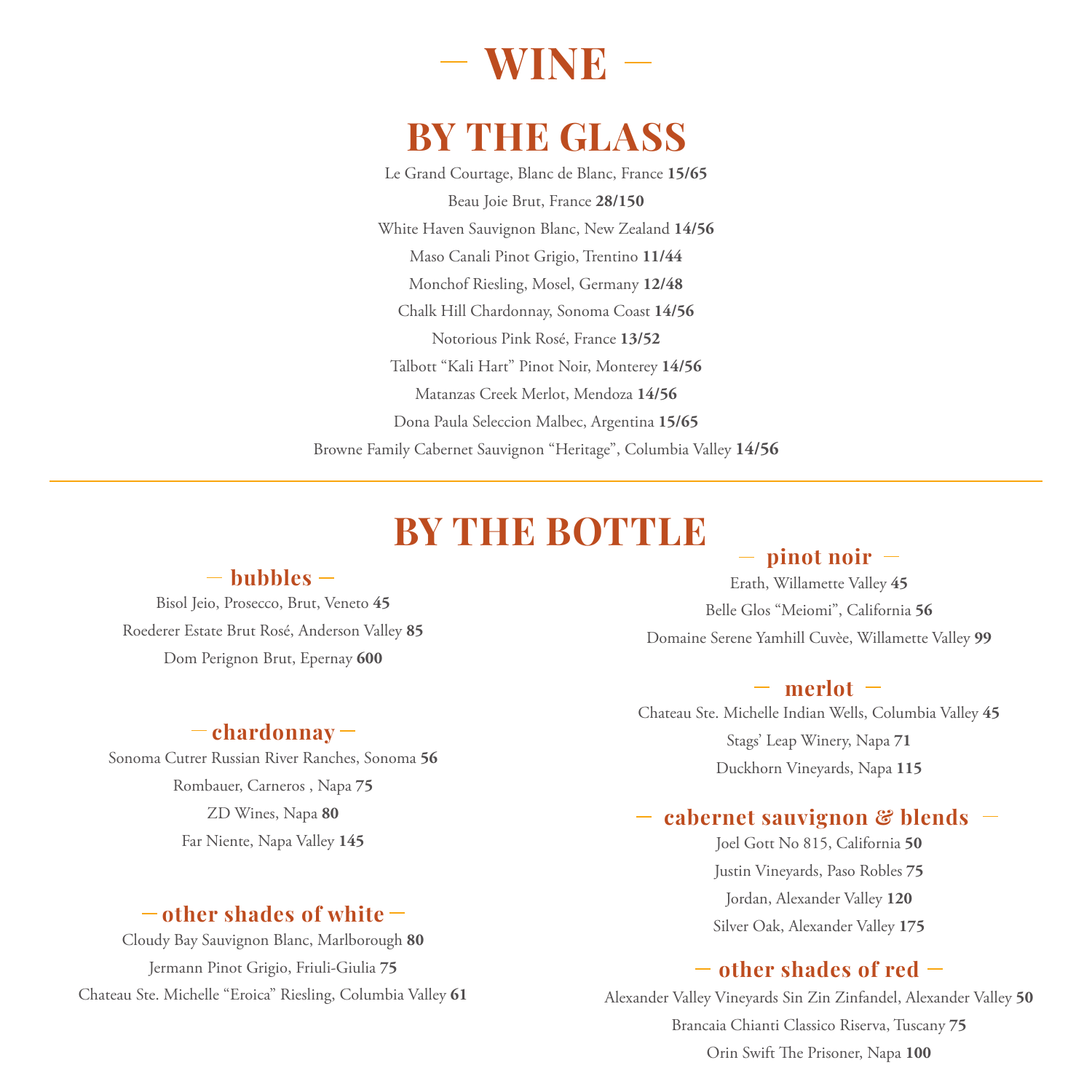# — WINE —

## BY THE GLASS

Le Grand Courtage, Blanc de Blanc, France **15/65**

Beau Joie Brut, France **28/150**

White Haven Sauvignon Blanc, New Zealand **14/56**

Maso Canali Pinot Grigio, Trentino **11/44**

Monchof Riesling, Mosel, Germany **12/48**

Chalk Hill Chardonnay, Sonoma Coast **14/56**

Notorious Pink Rosé, France **13/52**

Talbott “Kali Hart” Pinot Noir, Monterey **14/56**

Matanzas Creek Merlot, Mendoza **14/56**

Dona Paula Seleccion Malbec, Argentina **15/65**

Browne Family Cabernet Sauvignon “Heritage”, Columbia Valley **14/56**

---

## BY THE BOTTLE

### — bubbles —

Bisol Jeio, Prosecco, Brut, Veneto **45**

Roederer Estate Brut Rosé, Anderson Valley **85**

Dom Perignon Brut, Epernay **600**

### — chardonnay —

Sonoma Cutrer Russian River Ranches, Sonoma **56**

Rombauer, Carneros , Napa **75**

ZD Wines, Napa **80**

Far Niente, Napa Valley **145**

### — other shades of white —

Cloudy Bay Sauvignon Blanc, Marlborough **80**

Jermann Pinot Grigio, Friuli-Giulia **75**

Chateau Ste. Michelle “Eroica” Riesling, Columbia Valley **61**

### — pinot noir —

Erath, Willamette Valley **45**

Belle Glos “Meiomi”, California **56**

Domaine Serene Yamhill Cuvèe, Willamette Valley **99**

### — merlot —

Chateau Ste. Michelle Indian Wells, Columbia Valley **45**

Stags’ Leap Winery, Napa **71**

Duckhorn Vineyards, Napa **115**

### — cabernet sauvignon & blends —

Joel Gott No 815, California **50**

Justin Vineyards, Paso Robles **75**

Jordan, Alexander Valley **120**

Silver Oak, Alexander Valley **175**

### — other shades of red —

Alexander Valley Vineyards Sin Zin Zinfandel, Alexander Valley **50**

Brancaia Chianti Classico Riserva, Tuscany **75**

Orin Swift The Prisoner, Napa **100**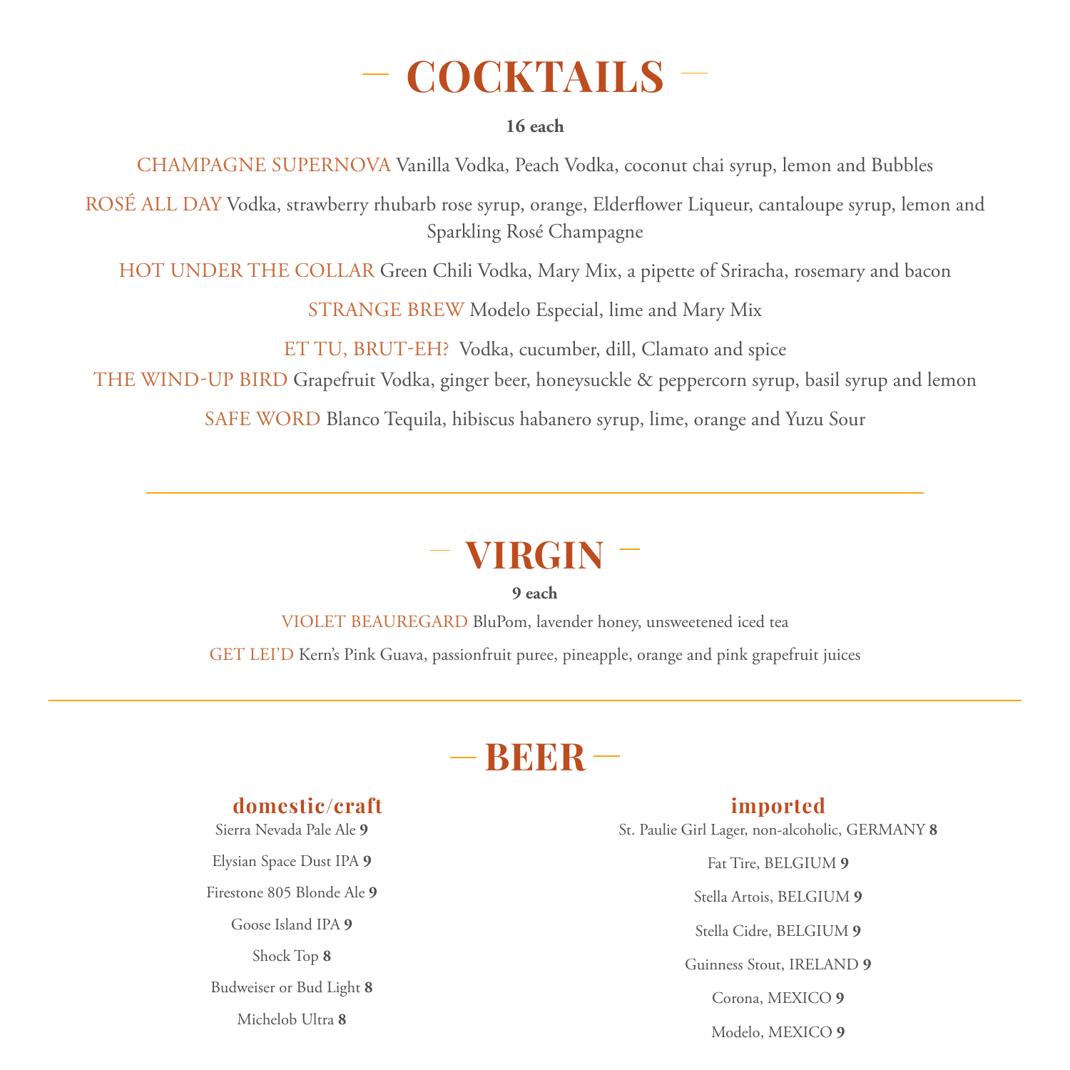# COCKTAILS

**16 each**

CHAMPAGNE SUPERNOVA Vanilla Vodka, Peach Vodka, coconut chai syrup, lemon and Bubbles

ROSÉ ALL DAY Vodka, strawberry rhubarb rose syrup, orange, Elderflower Liqueur, cantaloupe syrup, lemon and Sparkling Rosé Champagne

HOT UNDER THE COLLAR Green Chili Vodka, Mary Mix, a pipette of Sriracha, rosemary and bacon

STRANGE BREW Modelo Especial, lime and Mary Mix

ET TU, BRUT-EH? Vodka, cucumber, dill, Clamato and spice

THE WIND-UP BIRD Grapefruit Vodka, ginger beer, honeysuckle & peppercorn syrup, basil syrup and lemon

SAFE WORD Blanco Tequila, hibiscus habanero syrup, lime, orange and Yuzu Sour

---

# VIRGIN

**9 each**

VIOLET BEAUREGARD BluPom, lavender honey, unsweetened iced tea

GET LEI'D Kern's Pink Guava, passionfruit puree, pineapple, orange and pink grapefruit juices

---

# BEER

## domestic/craft

Sierra Nevada Pale Ale **9**

Elysian Space Dust IPA **9**

Firestone 805 Blonde Ale **9**

Goose Island IPA **9**

Shock Top **8**

Budweiser or Bud Light **8**

Michelob Ultra **8**

## imported

St. Paulie Girl Lager, non-alcoholic, GERMANY **8**

Fat Tire, BELGIUM **9**

Stella Artois, BELGIUM **9**

Stella Cidre, BELGIUM **9**

Guinness Stout, IRELAND **9**

Corona, MEXICO **9**

Modelo, MEXICO **9**